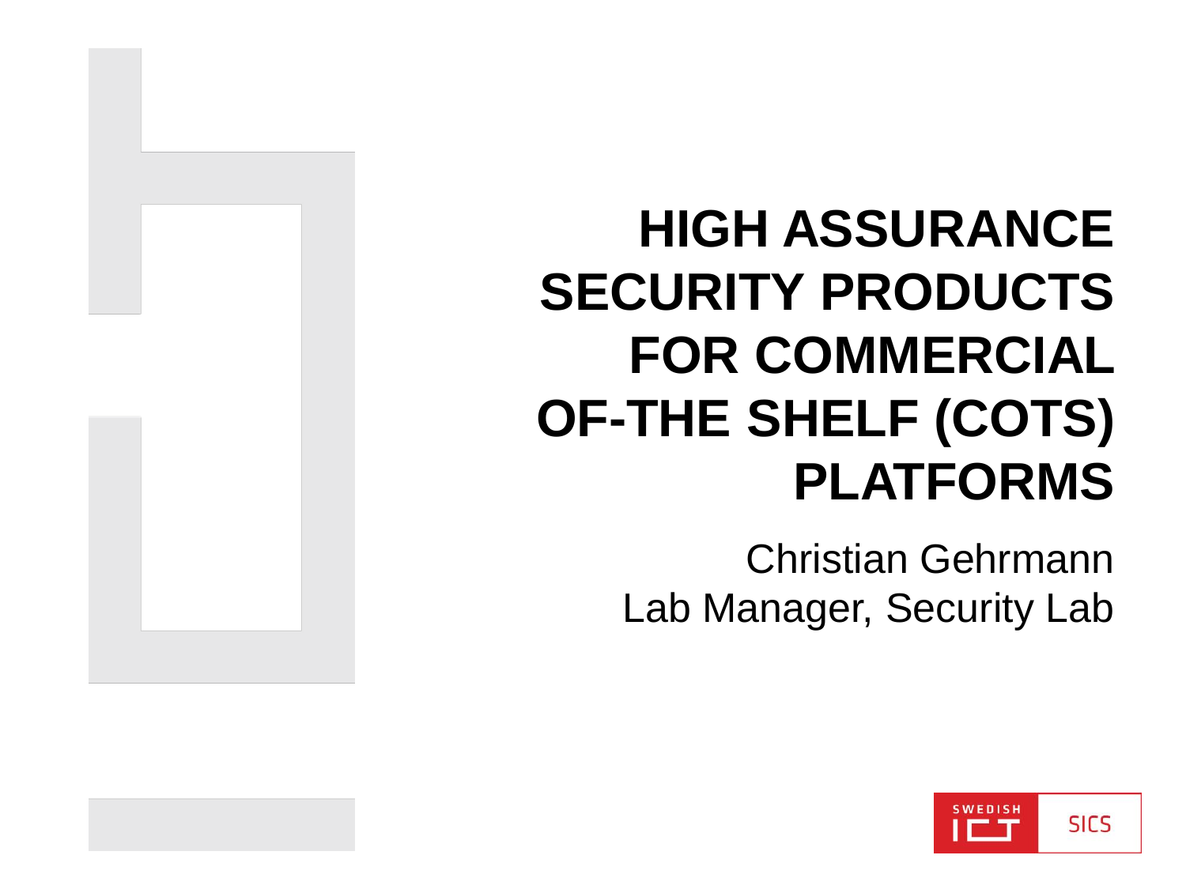# HIGH ASSURANCE SECURITY PRODUCTS FOR COMMERCIAL OF-THE SHELF (COTS) PLATFORMS

Christian Gehrmann
Lab Manager, Security Lab

SWEDISH ICT SICS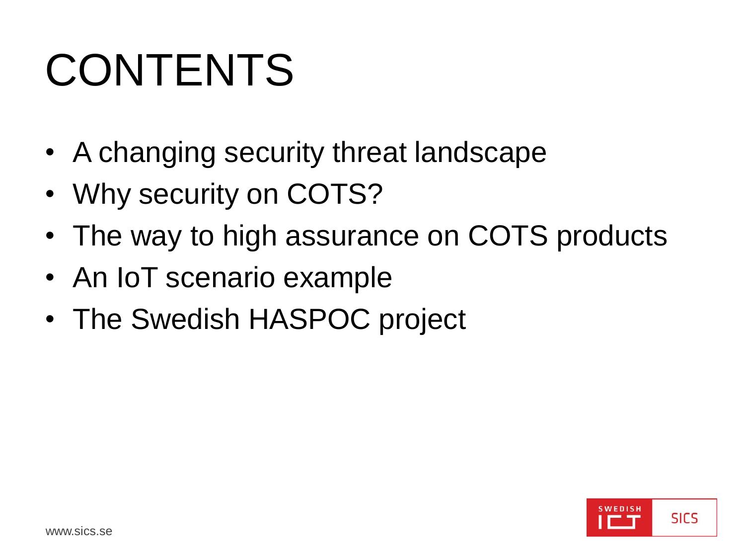# CONTENTS

- A changing security threat landscape
- Why security on COTS?
- The way to high assurance on COTS products
- An IoT scenario example
- The Swedish HASPOC project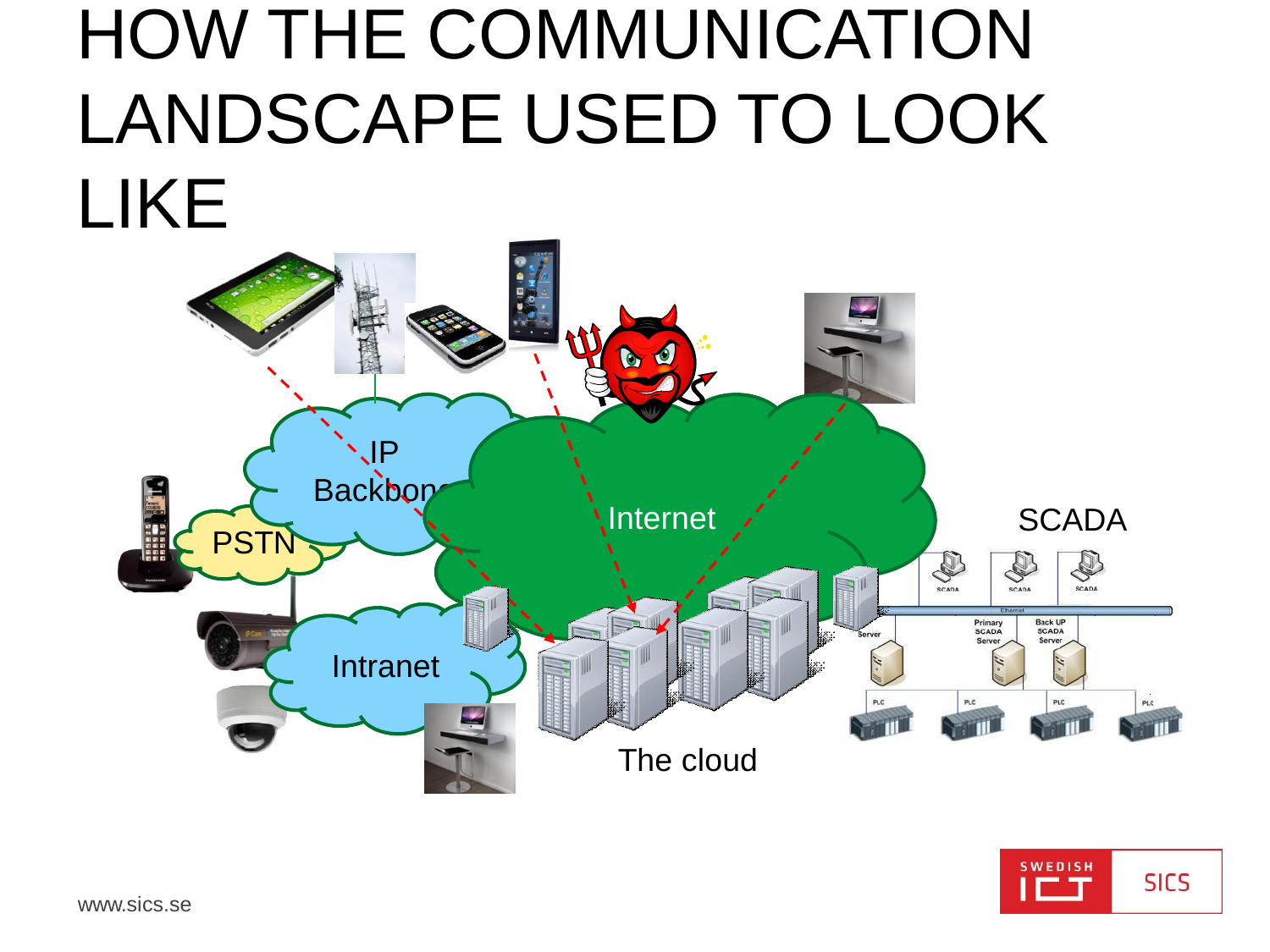# HOW THE COMMUNICATION LANDSCAPE USED TO LOOK LIKE

IP Backbone

PSTN

Internet

SCADA

Intranet

The cloud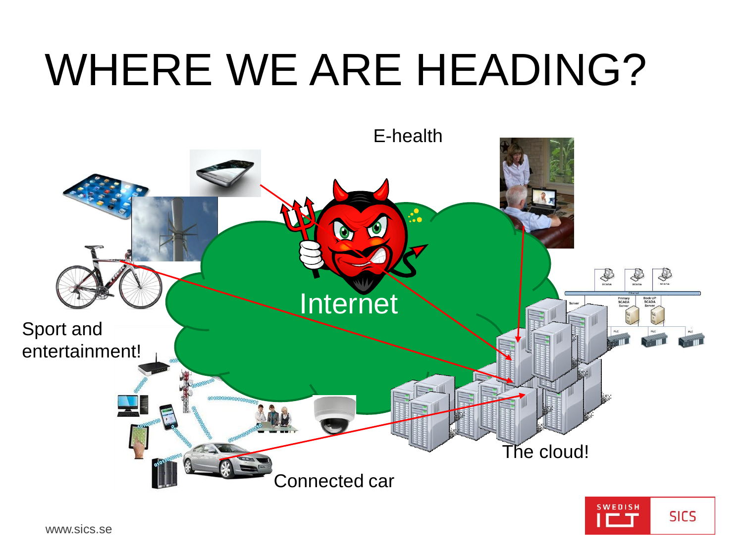# WHERE WE ARE HEADING?

E-health

Internet

Sport and entertainment!

Connected car

The cloud!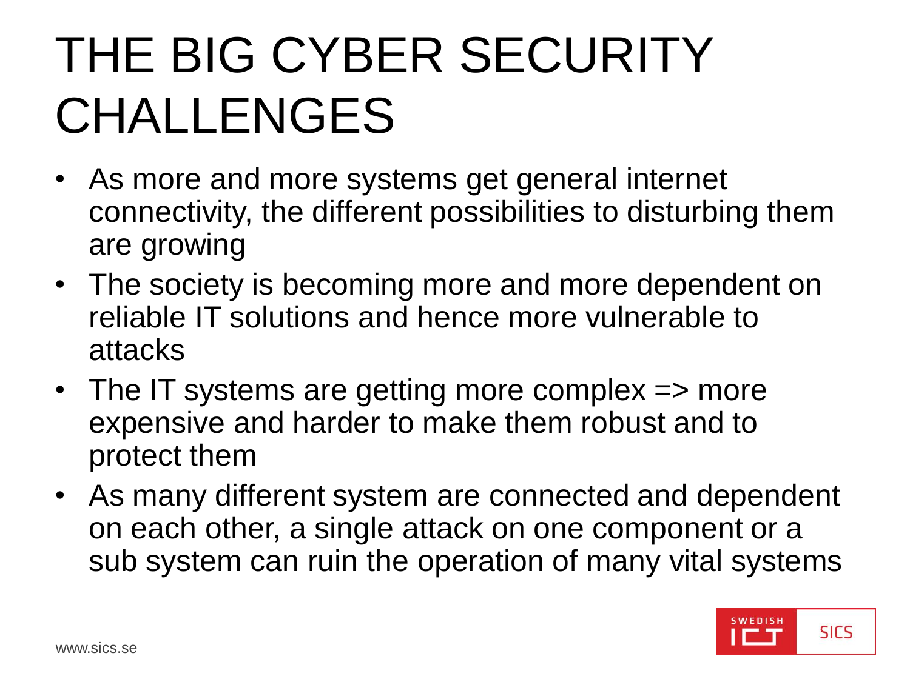# THE BIG CYBER SECURITY CHALLENGES

- As more and more systems get general internet connectivity, the different possibilities to disturbing them are growing
- The society is becoming more and more dependent on reliable IT solutions and hence more vulnerable to attacks
- The IT systems are getting more complex => more expensive and harder to make them robust and to protect them
- As many different system are connected and dependent on each other, a single attack on one component or a sub system can ruin the operation of many vital systems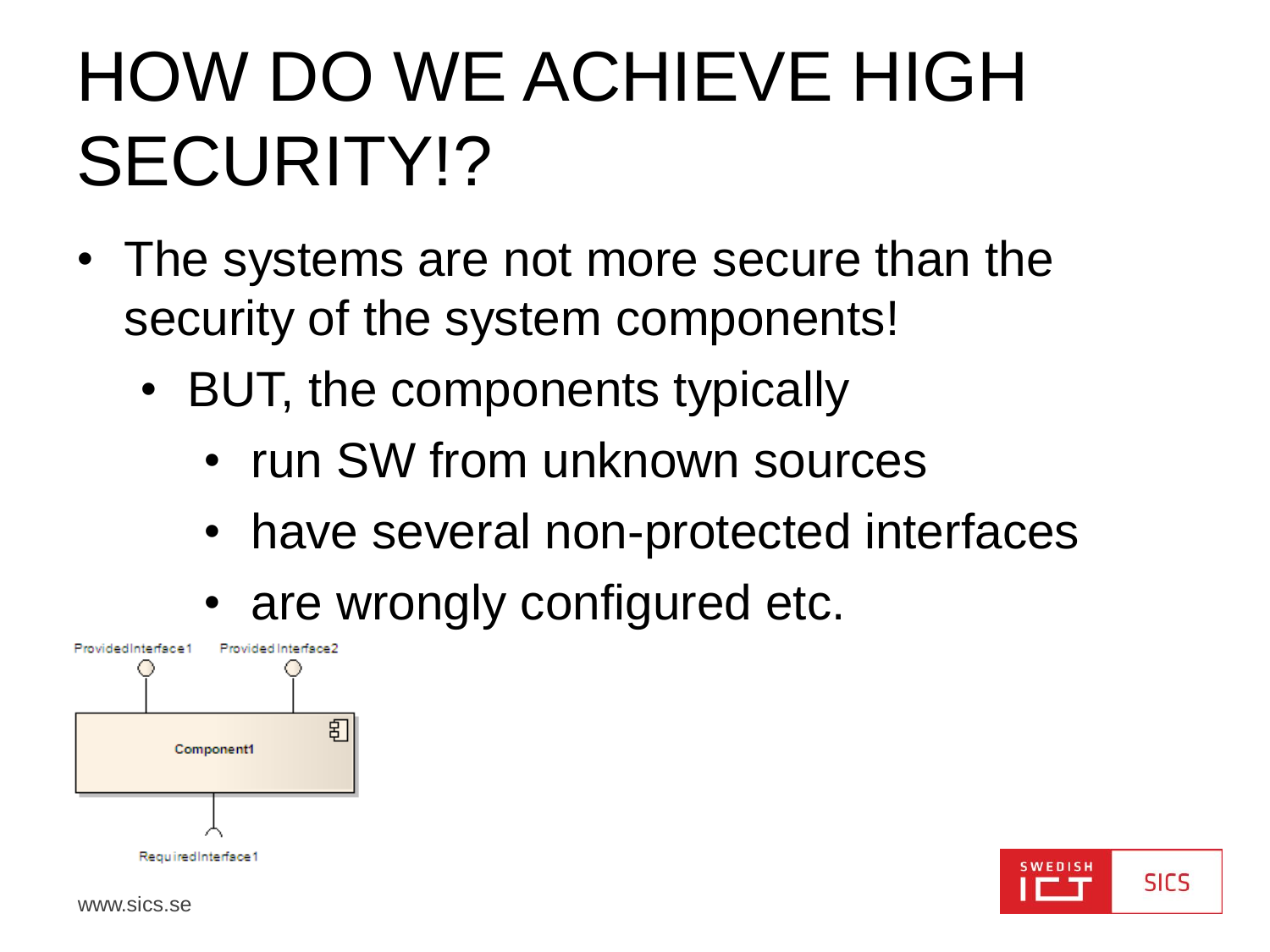# HOW DO WE ACHIEVE HIGH SECURITY!?

- The systems are not more secure than the security of the system components!
  - BUT, the components typically
    - run SW from unknown sources
    - have several non-protected interfaces
    - are wrongly configured etc.

ProvidedInterface1 ProvidedInterface2

Component1

RequiredInterface1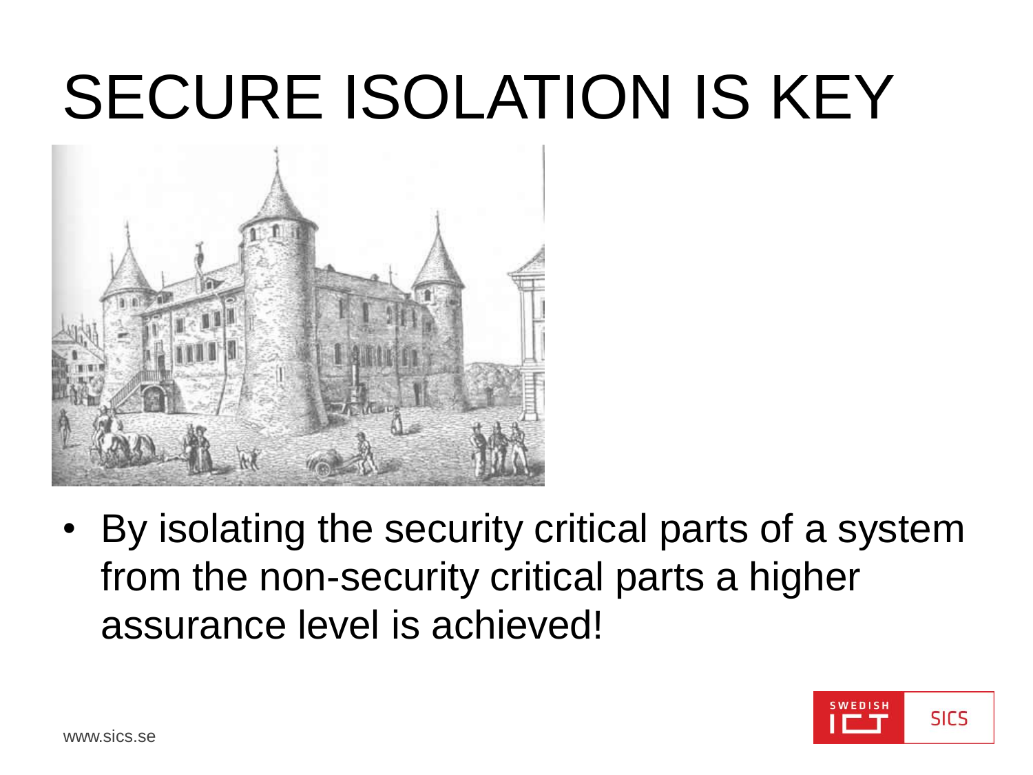# SECURE ISOLATION IS KEY

- By isolating the security critical parts of a system from the non-security critical parts a higher assurance level is achieved!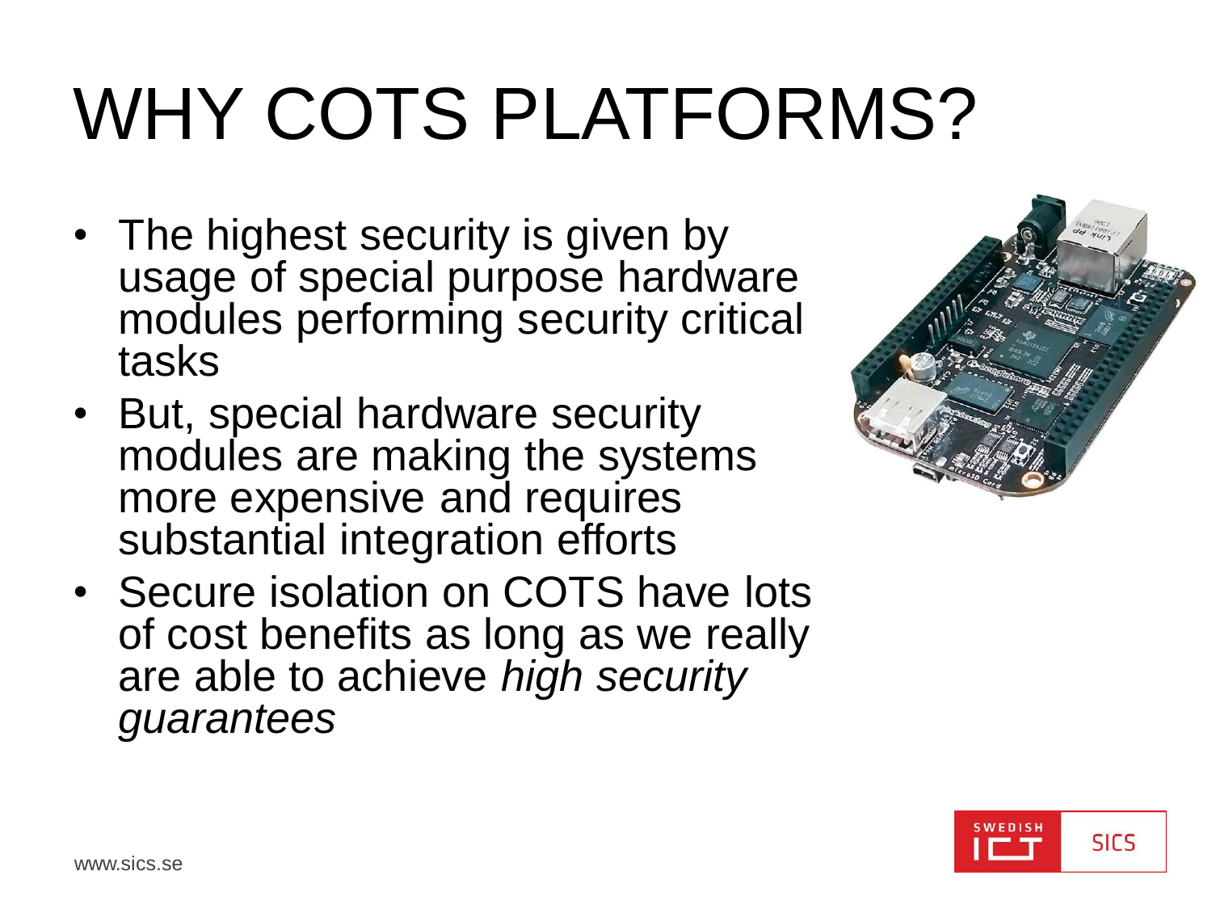# WHY COTS PLATFORMS?

- The highest security is given by usage of special purpose hardware modules performing security critical tasks
- But, special hardware security modules are making the systems more expensive and requires substantial integration efforts
- Secure isolation on COTS have lots of cost benefits as long as we really are able to achieve *high security guarantees*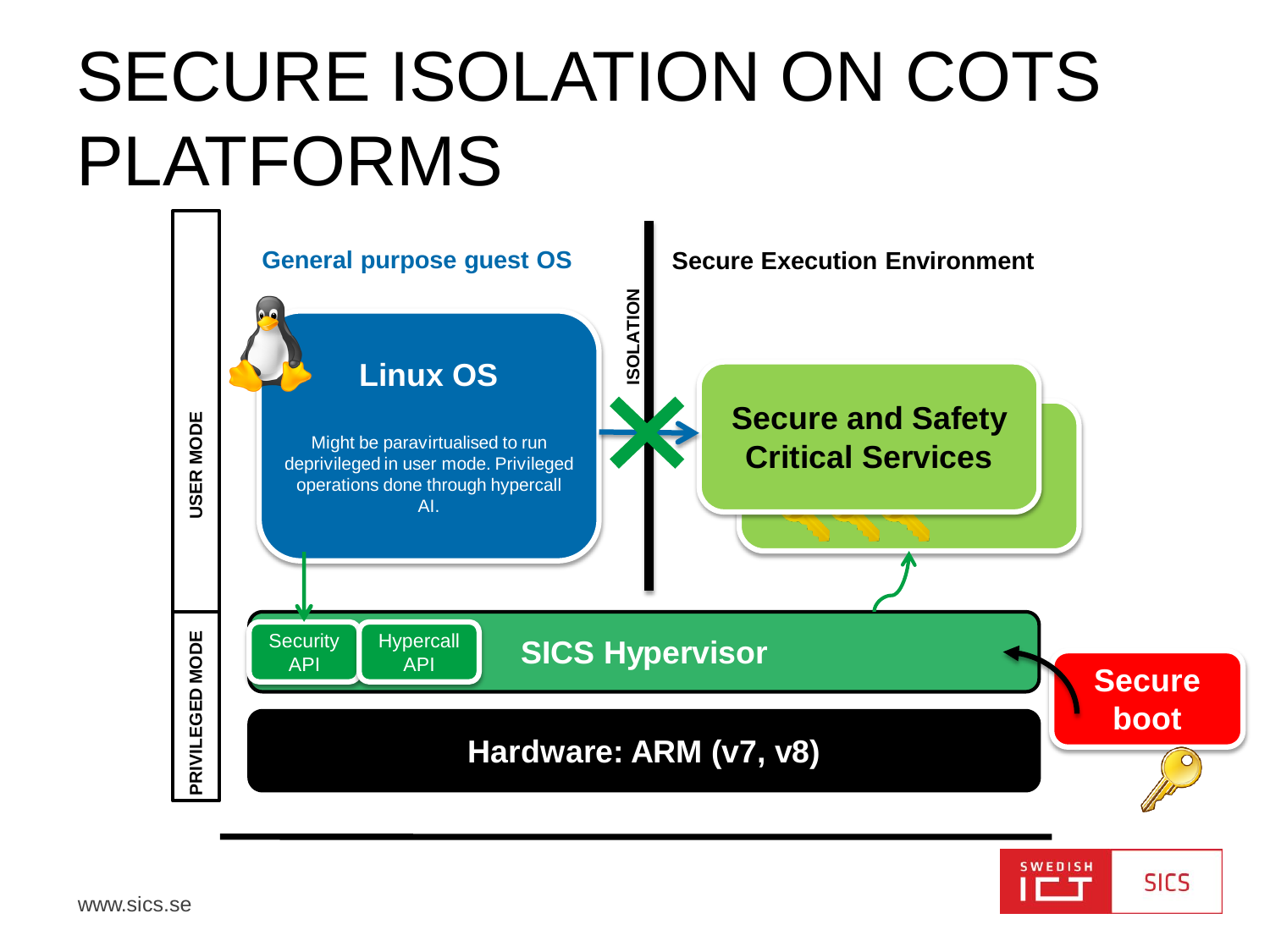# SECURE ISOLATION ON COTS PLATFORMS

USER MODE

PRIVILEGED MODE

General purpose guest OS

Secure Execution Environment

ISOLATION

**Linux OS**

Might be paravirtualised to run deprivileged in user mode. Privileged operations done through hypercall AI.

**Secure and Safety Critical Services**

Security API

Hypercall API

**SICS Hypervisor**

**Secure boot**

**Hardware: ARM (v7, v8)**

www.sics.se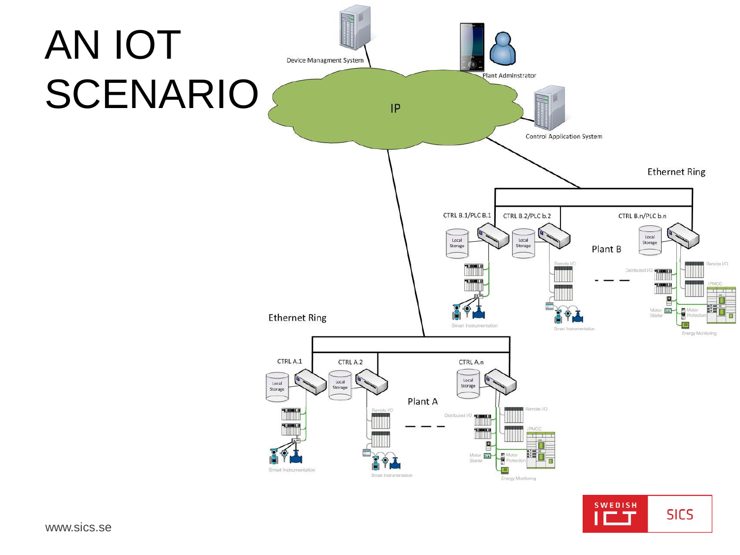# AN IOT SCENARIO

Device Managment System

Plant Adminstrator

IP

Control Application System

Ethernet Ring

CTRL B.1/PLC B.1

CTRL B.2/PLC b.2

CTRL B.n/PLC b.n

Local Storage

Local Storage

Local Storage

Plant B

Ethernet Ring

CTRL A.1

CTRL A.2

CTRL A.n

Local Storage

Local Storage

Local Storage

Plant A

www.sics.se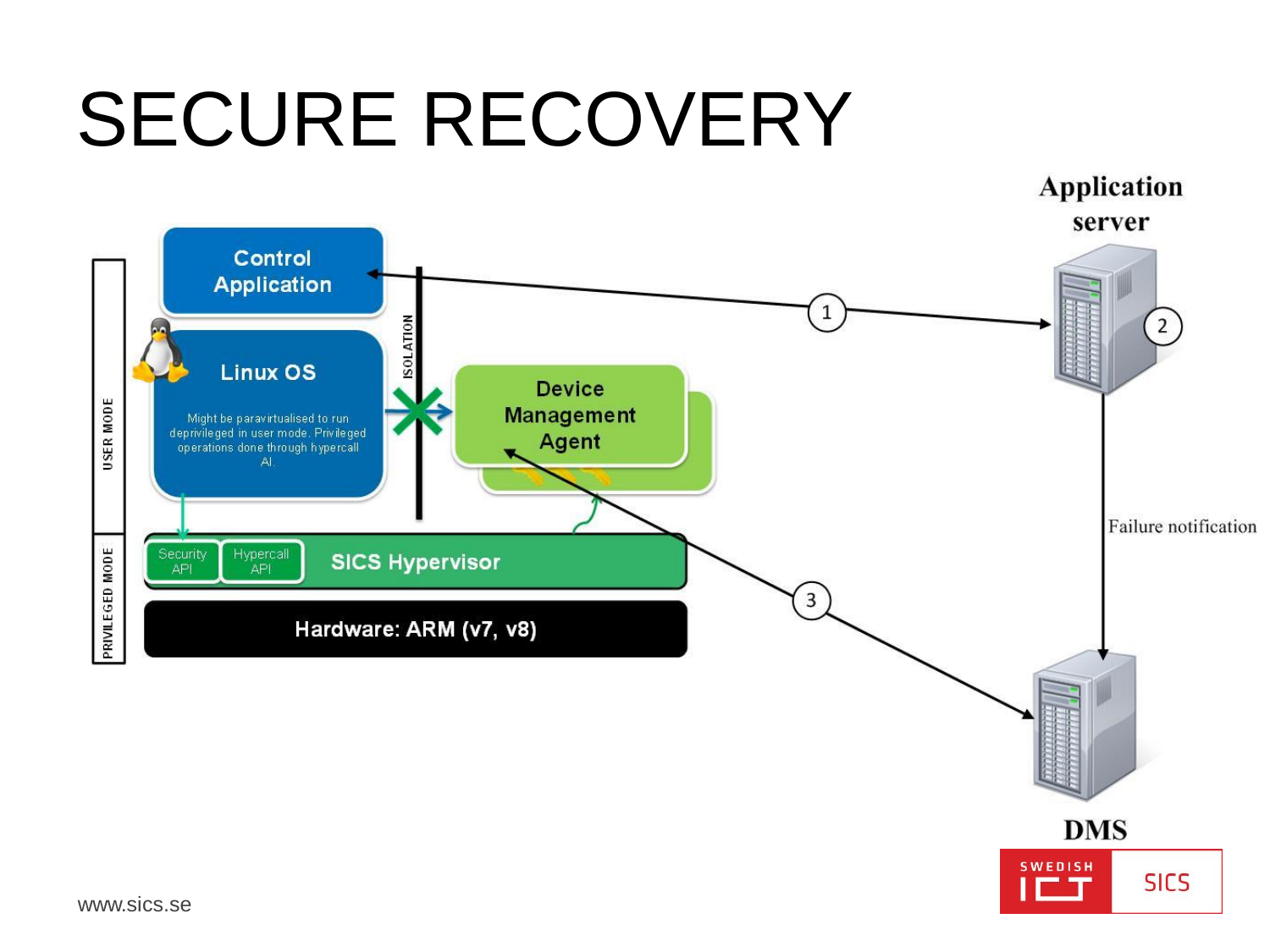# SECURE RECOVERY

Control Application

Linux OS

Might be paravirtualised to run deprivileged in user mode. Privileged operations done through hypercall AI.

ISOLATION

Device Management Agent

USER MODE

PRIVILEGED MODE

Security API

Hypercall API

SICS Hypervisor

Hardware: ARM (v7, v8)

Application server

1

2

3

Failure notification

DMS

www.sics.se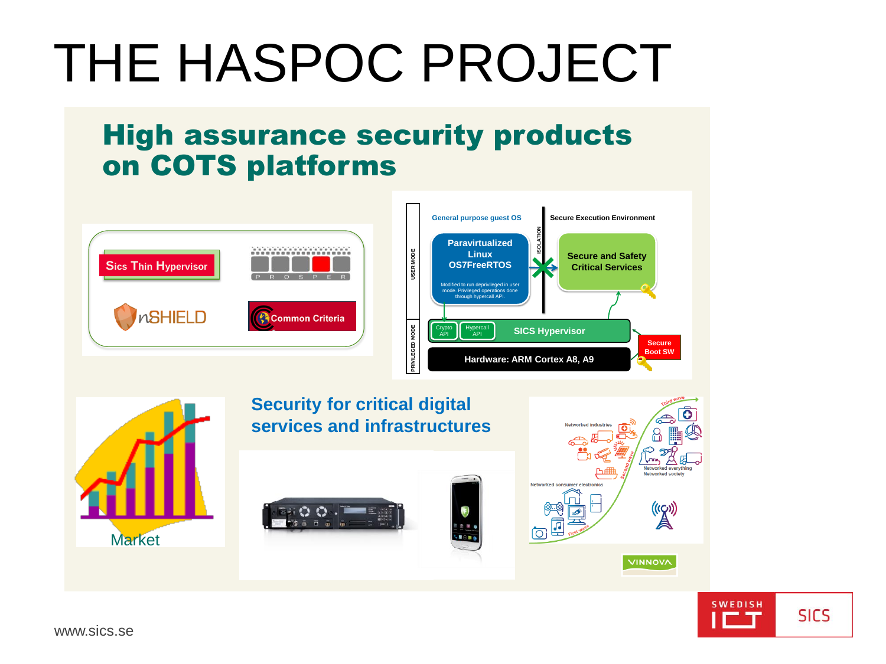# THE HASPOC PROJECT

## High assurance security products on COTS platforms

Sics Thin Hypervisor

PROSPER

nSHIELD

Common Criteria

General purpose guest OS

Secure Execution Environment

USER MODE

ISOLATION

Paravirtualized Linux OS7FreeRTOS

Modified to run deprivileged in user mode. Privileged operations done through hypercall API.

Secure and Safety Critical Services

PRIVILEGED MODE

Crypto API

Hypercall API

SICS Hypervisor

Secure Boot SW

Hardware: ARM Cortex A8, A9

Market

### Security for critical digital services and infrastructures

Networked industries

Third wave

Second wave

First wave

Networked everything Networked society

Networked consumer electronics

VINNOVA

www.sics.se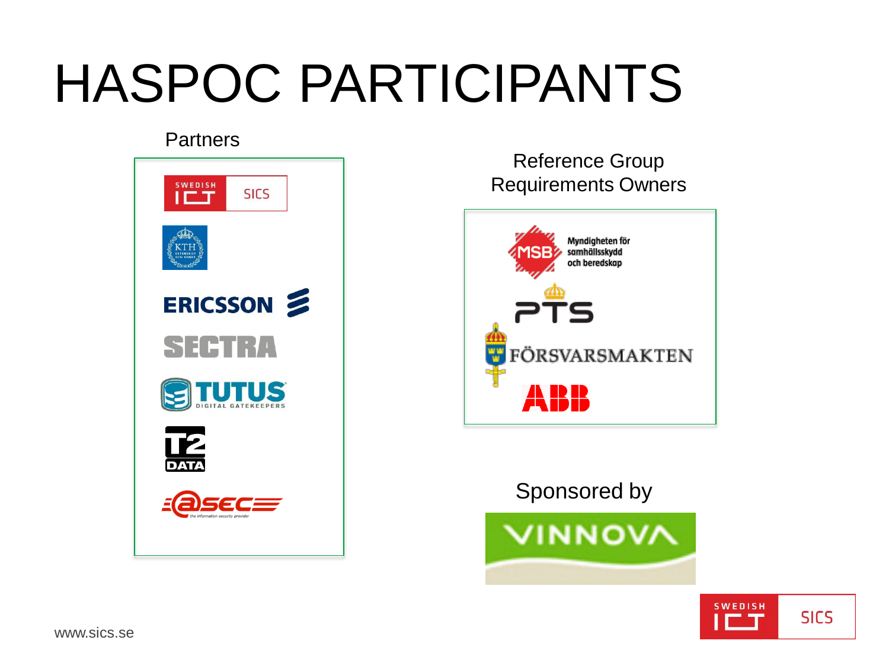# HASPOC PARTICIPANTS

Partners

- SWEDISH ICT SICS
- KTH
- ERICSSON
- SECTRA
- TUTUS DIGITAL GATEKEEPERS
- T2 DATA
- @SEC the information security provider

Reference Group
Requirements Owners

- MSB Myndigheten för samhällsskydd och beredskap
- PTS
- FÖRSVARSMAKTEN
- ABB

Sponsored by

- VINNOVA

www.sics.se